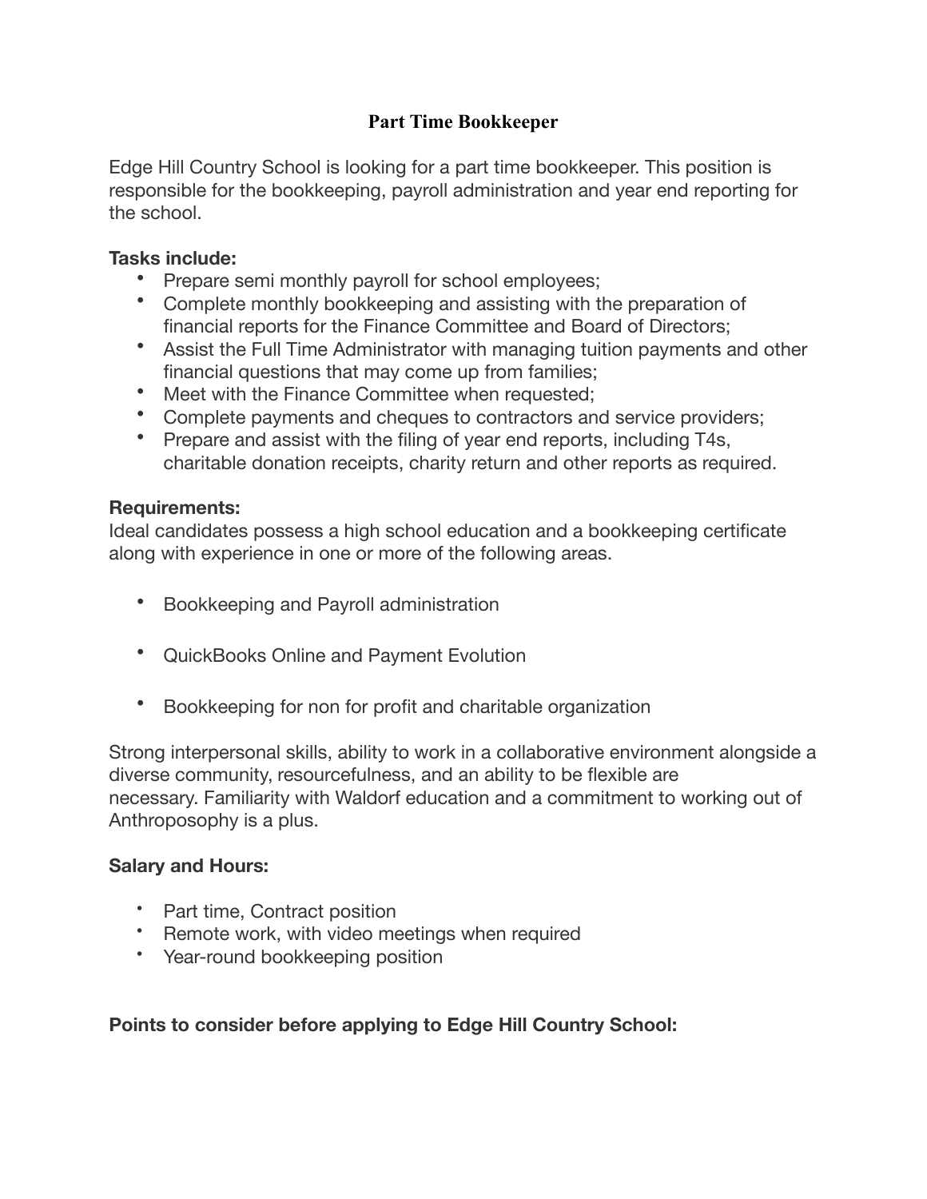# Part Time Bookkeeper

Edge Hill Country School is looking for a part time bookkeeper. This position is responsible for the bookkeeping, payroll administration and year end reporting for the school.

**Tasks include:**

- Prepare semi monthly payroll for school employees;
- Complete monthly bookkeeping and assisting with the preparation of financial reports for the Finance Committee and Board of Directors;
- Assist the Full Time Administrator with managing tuition payments and other financial questions that may come up from families;
- Meet with the Finance Committee when requested;
- Complete payments and cheques to contractors and service providers;
- Prepare and assist with the filing of year end reports, including T4s, charitable donation receipts, charity return and other reports as required.

**Requirements:**

Ideal candidates possess a high school education and a bookkeeping certificate along with experience in one or more of the following areas.

- Bookkeeping and Payroll administration
- QuickBooks Online and Payment Evolution
- Bookkeeping for non for profit and charitable organization

Strong interpersonal skills, ability to work in a collaborative environment alongside a diverse community, resourcefulness, and an ability to be flexible are necessary. Familiarity with Waldorf education and a commitment to working out of Anthroposophy is a plus.

**Salary and Hours:**

- Part time, Contract position
- Remote work, with video meetings when required
- Year-round bookkeeping position

**Points to consider before applying to Edge Hill Country School:**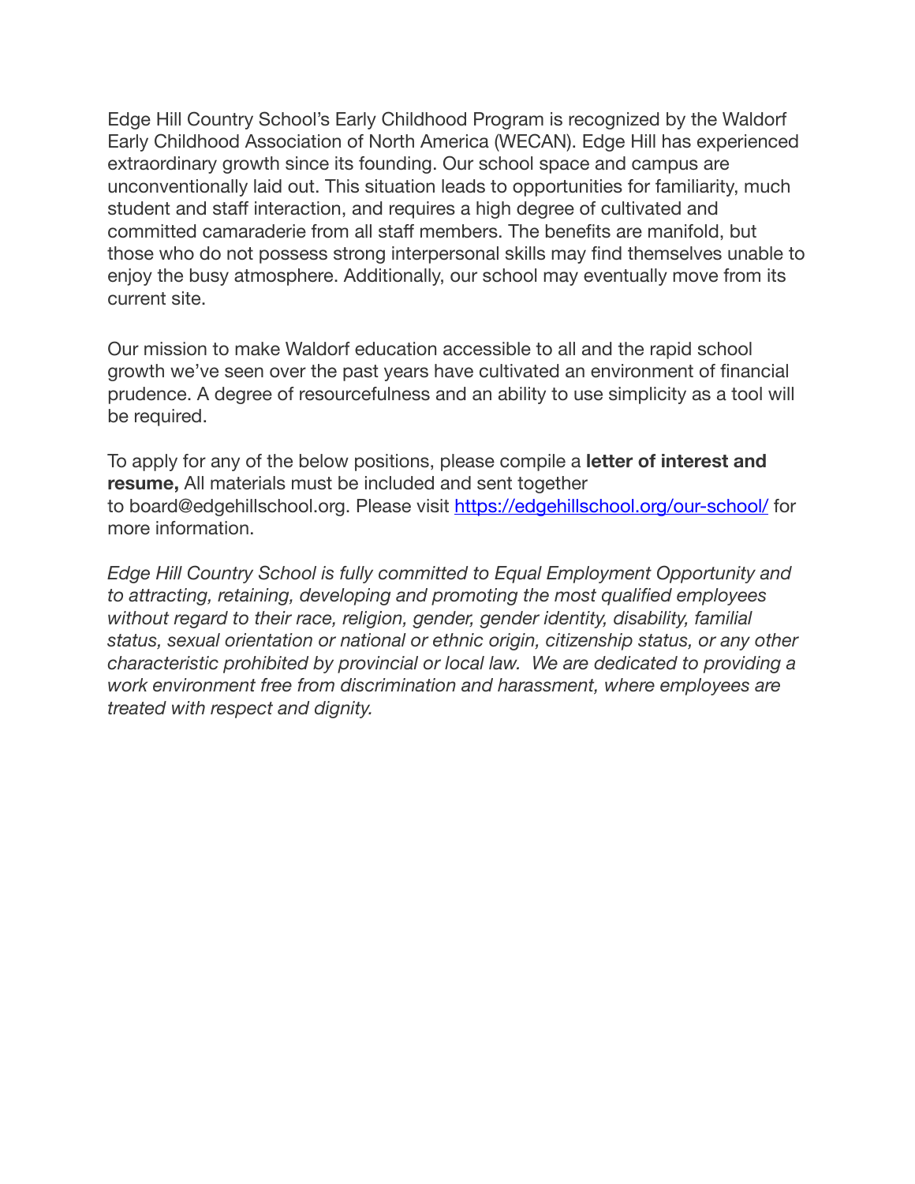Edge Hill Country School's Early Childhood Program is recognized by the Waldorf Early Childhood Association of North America (WECAN). Edge Hill has experienced extraordinary growth since its founding. Our school space and campus are unconventionally laid out. This situation leads to opportunities for familiarity, much student and staff interaction, and requires a high degree of cultivated and committed camaraderie from all staff members. The benefits are manifold, but those who do not possess strong interpersonal skills may find themselves unable to enjoy the busy atmosphere. Additionally, our school may eventually move from its current site.

Our mission to make Waldorf education accessible to all and the rapid school growth we've seen over the past years have cultivated an environment of financial prudence. A degree of resourcefulness and an ability to use simplicity as a tool will be required.

To apply for any of the below positions, please compile a **letter of interest and resume,** All materials must be included and sent together to board@edgehillschool.org. Please visit [https://edgehillschool.org/our-school/](https://edgehillschool.org/our-school/) for more information.

*Edge Hill Country School is fully committed to Equal Employment Opportunity and to attracting, retaining, developing and promoting the most qualified employees without regard to their race, religion, gender, gender identity, disability, familial status, sexual orientation or national or ethnic origin, citizenship status, or any other characteristic prohibited by provincial or local law. We are dedicated to providing a work environment free from discrimination and harassment, where employees are treated with respect and dignity.*